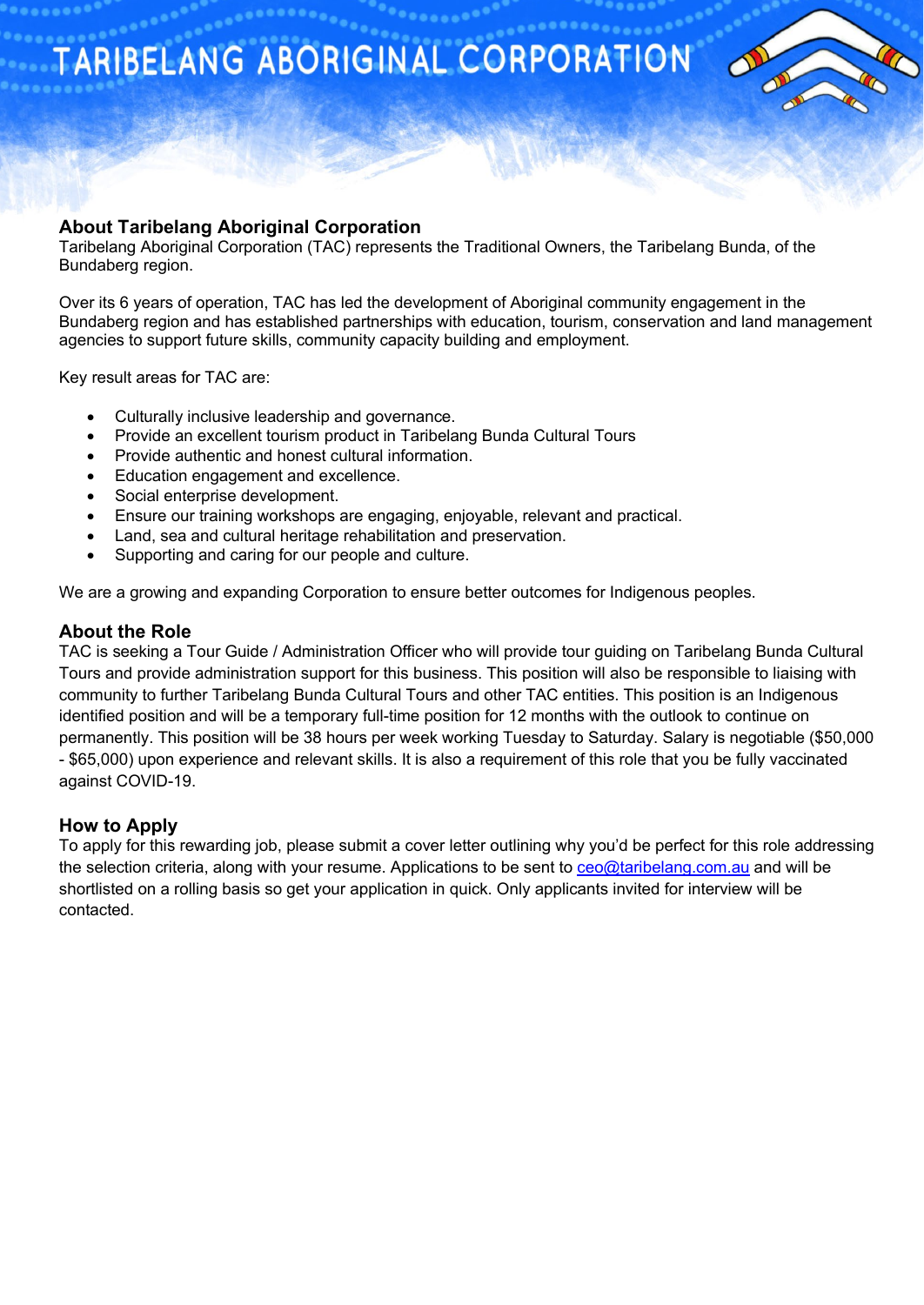# TARIBELANG ABORIGINAL CORPORATION

## About Taribelang Aboriginal Corporation

Taribelang Aboriginal Corporation (TAC) represents the Traditional Owners, the Taribelang Bunda, of the Bundaberg region.

Over its 6 years of operation, TAC has led the development of Aboriginal community engagement in the Bundaberg region and has established partnerships with education, tourism, conservation and land management agencies to support future skills, community capacity building and employment.

Key result areas for TAC are:

- Culturally inclusive leadership and governance.
- Provide an excellent tourism product in Taribelang Bunda Cultural Tours
- Provide authentic and honest cultural information.
- Education engagement and excellence.
- Social enterprise development.
- Ensure our training workshops are engaging, enjoyable, relevant and practical.
- Land, sea and cultural heritage rehabilitation and preservation.
- Supporting and caring for our people and culture.

We are a growing and expanding Corporation to ensure better outcomes for Indigenous peoples.

## About the Role

TAC is seeking a Tour Guide / Administration Officer who will provide tour guiding on Taribelang Bunda Cultural Tours and provide administration support for this business. This position will also be responsible to liaising with community to further Taribelang Bunda Cultural Tours and other TAC entities. This position is an Indigenous identified position and will be a temporary full-time position for 12 months with the outlook to continue on permanently. This position will be 38 hours per week working Tuesday to Saturday. Salary is negotiable ($50,000 - $65,000) upon experience and relevant skills. It is also a requirement of this role that you be fully vaccinated against COVID-19.

## How to Apply

To apply for this rewarding job, please submit a cover letter outlining why you'd be perfect for this role addressing the selection criteria, along with your resume. Applications to be sent to ceo@taribelang.com.au and will be shortlisted on a rolling basis so get your application in quick. Only applicants invited for interview will be contacted.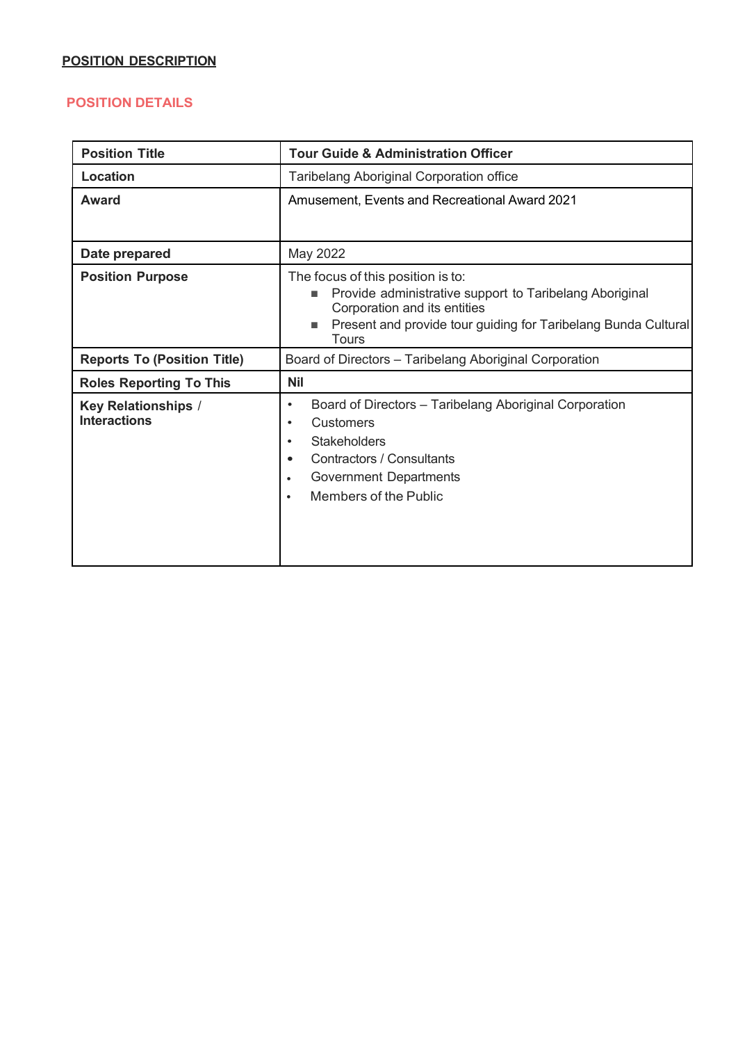**POSITION DESCRIPTION**

## POSITION DETAILS

| Position Title | Tour Guide & Administration Officer |
| --- | --- |
| Location | Taribelang Aboriginal Corporation office |
| Award | Amusement, Events and Recreational Award 2021 |
| Date prepared | May 2022 |
| Position Purpose | The focus of this position is to:<br>■ Provide administrative support to Taribelang Aboriginal Corporation and its entities<br>■ Present and provide tour guiding for Taribelang Bunda Cultural Tours |
| Reports To (Position Title) | Board of Directors – Taribelang Aboriginal Corporation |
| Roles Reporting To This | **Nil** |
| Key Relationships / Interactions | • Board of Directors – Taribelang Aboriginal Corporation<br>• Customers<br>• Stakeholders<br>• Contractors / Consultants<br>• Government Departments<br>• Members of the Public |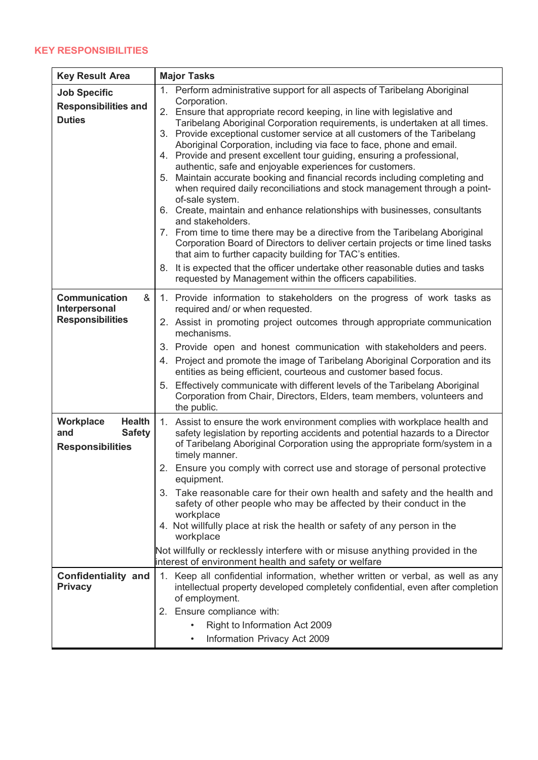## KEY RESPONSIBILITIES

| Key Result Area | Major Tasks |
|---|---|
| **Job Specific Responsibilities and Duties** | 1. Perform administrative support for all aspects of Taribelang Aboriginal Corporation.<br>2. Ensure that appropriate record keeping, in line with legislative and Taribelang Aboriginal Corporation requirements, is undertaken at all times.<br>3. Provide exceptional customer service at all customers of the Taribelang Aboriginal Corporation, including via face to face, phone and email.<br>4. Provide and present excellent tour guiding, ensuring a professional, authentic, safe and enjoyable experiences for customers.<br>5. Maintain accurate booking and financial records including completing and when required daily reconciliations and stock management through a point-of-sale system.<br>6. Create, maintain and enhance relationships with businesses, consultants and stakeholders.<br>7. From time to time there may be a directive from the Taribelang Aboriginal Corporation Board of Directors to deliver certain projects or time lined tasks that aim to further capacity building for TAC's entities.<br>8. It is expected that the officer undertake other reasonable duties and tasks requested by Management within the officers capabilities. |
| **Communication & Interpersonal Responsibilities** | 1. Provide information to stakeholders on the progress of work tasks as required and/ or when requested.<br>2. Assist in promoting project outcomes through appropriate communication mechanisms.<br>3. Provide open and honest communication with stakeholders and peers.<br>4. Project and promote the image of Taribelang Aboriginal Corporation and its entities as being efficient, courteous and customer based focus.<br>5. Effectively communicate with different levels of the Taribelang Aboriginal Corporation from Chair, Directors, Elders, team members, volunteers and the public. |
| **Workplace Health and Safety Responsibilities** | 1. Assist to ensure the work environment complies with workplace health and safety legislation by reporting accidents and potential hazards to a Director of Taribelang Aboriginal Corporation using the appropriate form/system in a timely manner.<br>2. Ensure you comply with correct use and storage of personal protective equipment.<br>3. Take reasonable care for their own health and safety and the health and safety of other people who may be affected by their conduct in the workplace<br>4. Not willfully place at risk the health or safety of any person in the workplace<br><br>Not willfully or recklessly interfere with or misuse anything provided in the interest of environment health and safety or welfare |
| **Confidentiality and Privacy** | 1. Keep all confidential information, whether written or verbal, as well as any intellectual property developed completely confidential, even after completion of employment.<br>2. Ensure compliance with:<br>• Right to Information Act 2009<br>• Information Privacy Act 2009 |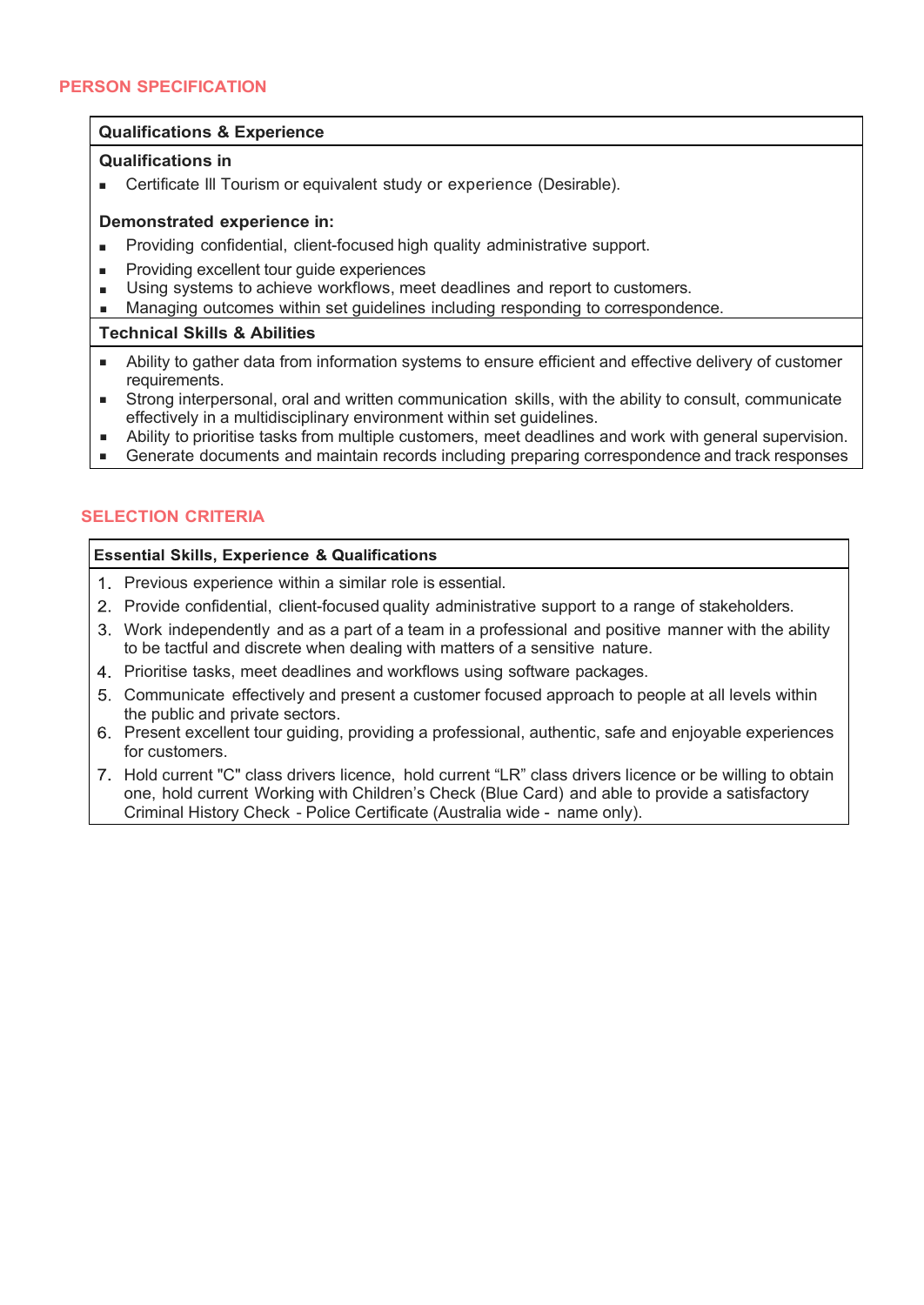## PERSON SPECIFICATION

### Qualifications & Experience

**Qualifications in**

- Certificate Ill Tourism or equivalent study or experience (Desirable).

**Demonstrated experience in:**

- Providing confidential, client-focused high quality administrative support.
- Providing excellent tour guide experiences
- Using systems to achieve workflows, meet deadlines and report to customers.
- Managing outcomes within set guidelines including responding to correspondence.

### Technical Skills & Abilities

- Ability to gather data from information systems to ensure efficient and effective delivery of customer requirements.
- Strong interpersonal, oral and written communication skills, with the ability to consult, communicate effectively in a multidisciplinary environment within set guidelines.
- Ability to prioritise tasks from multiple customers, meet deadlines and work with general supervision.
- Generate documents and maintain records including preparing correspondence and track responses

## SELECTION CRITERIA

### Essential Skills, Experience & Qualifications

1. Previous experience within a similar role is essential.
2. Provide confidential, client-focused quality administrative support to a range of stakeholders.
3. Work independently and as a part of a team in a professional and positive manner with the ability to be tactful and discrete when dealing with matters of a sensitive nature.
4. Prioritise tasks, meet deadlines and workflows using software packages.
5. Communicate effectively and present a customer focused approach to people at all levels within the public and private sectors.
6. Present excellent tour guiding, providing a professional, authentic, safe and enjoyable experiences for customers.
7. Hold current "C" class drivers licence, hold current “LR” class drivers licence or be willing to obtain one, hold current Working with Children’s Check (Blue Card) and able to provide a satisfactory Criminal History Check - Police Certificate (Australia wide - name only).